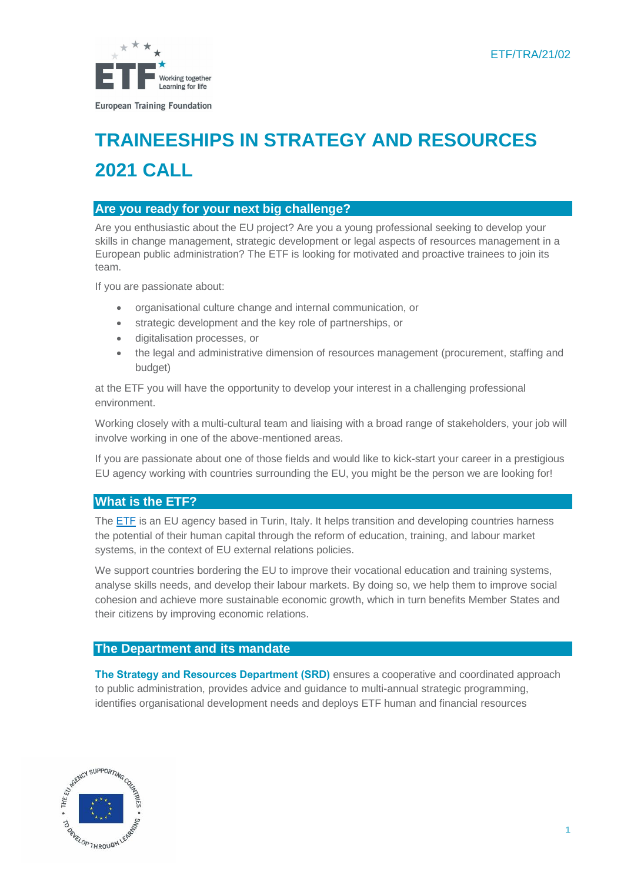ETF/TRA/21/02

# TRAINEESHIPS IN STRATEGY AND RESOURCES 2021 CALL

## Are you ready for your next big challenge?

Are you enthusiastic about the EU project? Are you a young professional seeking to develop your skills in change management, strategic development or legal aspects of resources management in a European public administration? The ETF is looking for motivated and proactive trainees to join its team.

If you are passionate about:

- organisational culture change and internal communication, or
- strategic development and the key role of partnerships, or
- digitalisation processes, or
- the legal and administrative dimension of resources management (procurement, staffing and budget)

at the ETF you will have the opportunity to develop your interest in a challenging professional environment.

Working closely with a multi-cultural team and liaising with a broad range of stakeholders, your job will involve working in one of the above-mentioned areas.

If you are passionate about one of those fields and would like to kick-start your career in a prestigious EU agency working with countries surrounding the EU, you might be the person we are looking for!

## What is the ETF?

The ETF is an EU agency based in Turin, Italy. It helps transition and developing countries harness the potential of their human capital through the reform of education, training, and labour market systems, in the context of EU external relations policies.

We support countries bordering the EU to improve their vocational education and training systems, analyse skills needs, and develop their labour markets. By doing so, we help them to improve social cohesion and achieve more sustainable economic growth, which in turn benefits Member States and their citizens by improving economic relations.

## The Department and its mandate

**The Strategy and Resources Department (SRD)** ensures a cooperative and coordinated approach to public administration, provides advice and guidance to multi-annual strategic programming, identifies organisational development needs and deploys ETF human and financial resources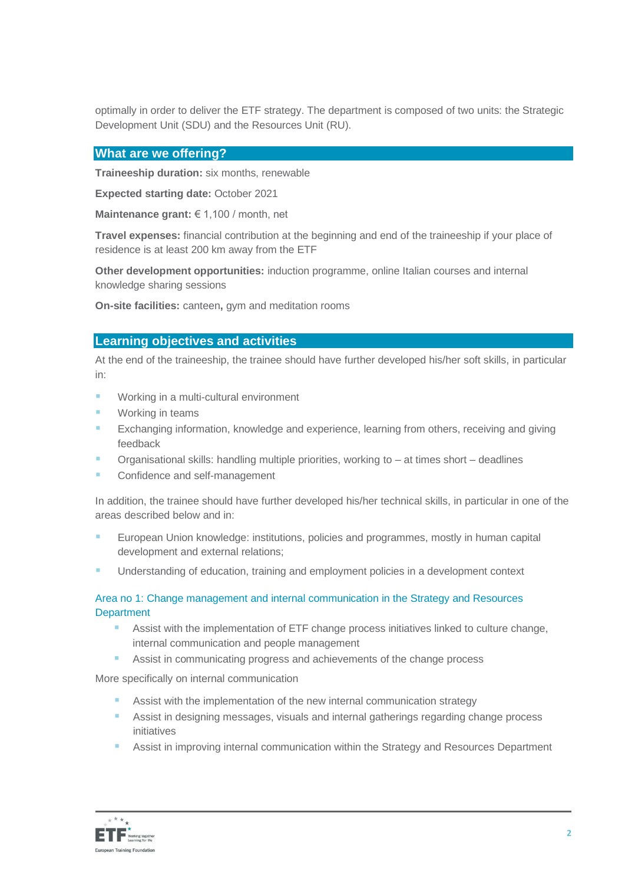optimally in order to deliver the ETF strategy. The department is composed of two units: the Strategic Development Unit (SDU) and the Resources Unit (RU).

## What are we offering?

**Traineeship duration:** six months, renewable

**Expected starting date:** October 2021

**Maintenance grant:** € 1,100 / month, net

**Travel expenses:** financial contribution at the beginning and end of the traineeship if your place of residence is at least 200 km away from the ETF

**Other development opportunities:** induction programme, online Italian courses and internal knowledge sharing sessions

**On-site facilities:** canteen**,** gym and meditation rooms

## Learning objectives and activities

At the end of the traineeship, the trainee should have further developed his/her soft skills, in particular in:

- Working in a multi-cultural environment
- Working in teams
- Exchanging information, knowledge and experience, learning from others, receiving and giving feedback
- Organisational skills: handling multiple priorities, working to – at times short – deadlines
- Confidence and self-management

In addition, the trainee should have further developed his/her technical skills, in particular in one of the areas described below and in:

- European Union knowledge: institutions, policies and programmes, mostly in human capital development and external relations;
- Understanding of education, training and employment policies in a development context

### Area no 1: Change management and internal communication in the Strategy and Resources Department

- Assist with the implementation of ETF change process initiatives linked to culture change, internal communication and people management
- Assist in communicating progress and achievements of the change process

More specifically on internal communication

- Assist with the implementation of the new internal communication strategy
- Assist in designing messages, visuals and internal gatherings regarding change process initiatives
- Assist in improving internal communication within the Strategy and Resources Department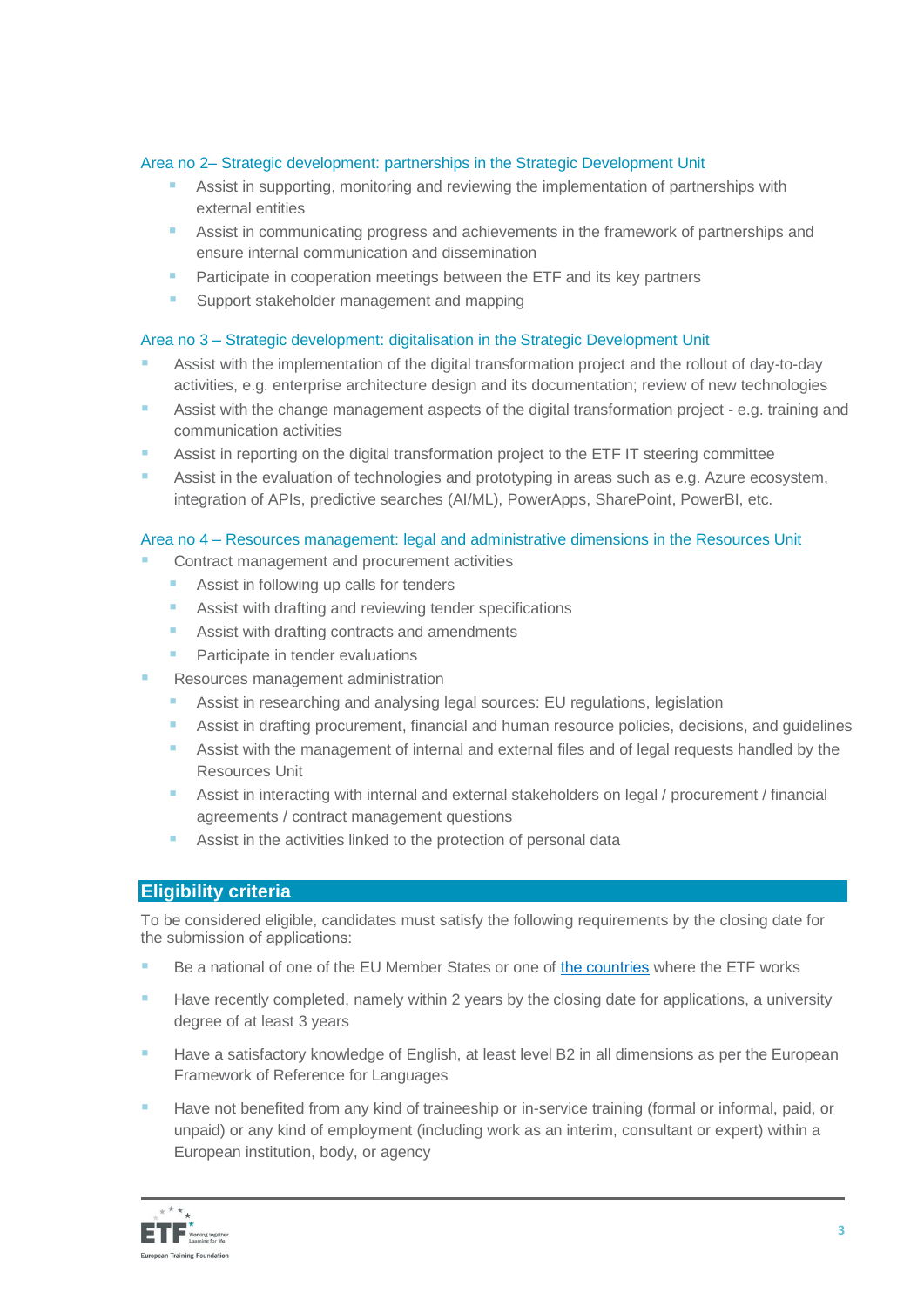### Area no 2– Strategic development: partnerships in the Strategic Development Unit

- Assist in supporting, monitoring and reviewing the implementation of partnerships with external entities
- Assist in communicating progress and achievements in the framework of partnerships and ensure internal communication and dissemination
- Participate in cooperation meetings between the ETF and its key partners
- Support stakeholder management and mapping

### Area no 3 – Strategic development: digitalisation in the Strategic Development Unit

- Assist with the implementation of the digital transformation project and the rollout of day-to-day activities, e.g. enterprise architecture design and its documentation; review of new technologies
- Assist with the change management aspects of the digital transformation project - e.g. training and communication activities
- Assist in reporting on the digital transformation project to the ETF IT steering committee
- Assist in the evaluation of technologies and prototyping in areas such as e.g. Azure ecosystem, integration of APIs, predictive searches (AI/ML), PowerApps, SharePoint, PowerBI, etc.

### Area no 4 – Resources management: legal and administrative dimensions in the Resources Unit

- Contract management and procurement activities
  - Assist in following up calls for tenders
  - Assist with drafting and reviewing tender specifications
  - Assist with drafting contracts and amendments
  - Participate in tender evaluations
- Resources management administration
  - Assist in researching and analysing legal sources: EU regulations, legislation
  - Assist in drafting procurement, financial and human resource policies, decisions, and guidelines
  - Assist with the management of internal and external files and of legal requests handled by the Resources Unit
  - Assist in interacting with internal and external stakeholders on legal / procurement / financial agreements / contract management questions
  - Assist in the activities linked to the protection of personal data

## Eligibility criteria

To be considered eligible, candidates must satisfy the following requirements by the closing date for the submission of applications:

- Be a national of one of the EU Member States or one of the countries where the ETF works
- Have recently completed, namely within 2 years by the closing date for applications, a university degree of at least 3 years
- Have a satisfactory knowledge of English, at least level B2 in all dimensions as per the European Framework of Reference for Languages
- Have not benefited from any kind of traineeship or in-service training (formal or informal, paid, or unpaid) or any kind of employment (including work as an interim, consultant or expert) within a European institution, body, or agency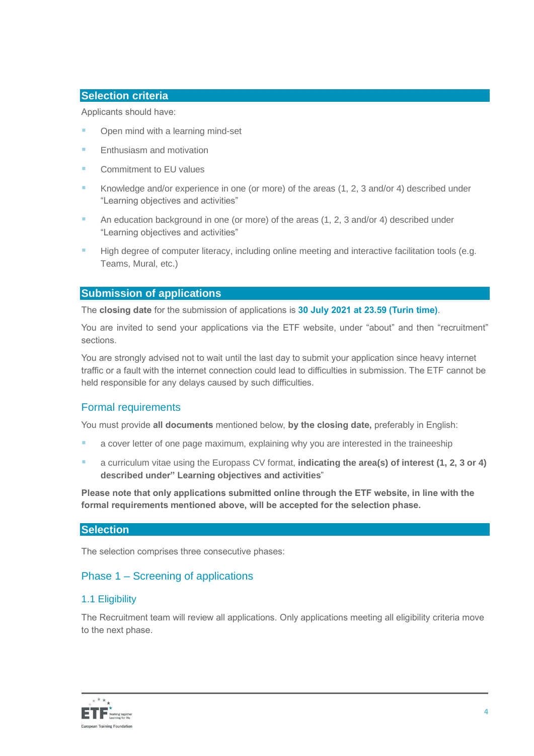## Selection criteria

Applicants should have:

- Open mind with a learning mind-set
- Enthusiasm and motivation
- Commitment to EU values
- Knowledge and/or experience in one (or more) of the areas (1, 2, 3 and/or 4) described under "Learning objectives and activities"
- An education background in one (or more) of the areas (1, 2, 3 and/or 4) described under "Learning objectives and activities"
- High degree of computer literacy, including online meeting and interactive facilitation tools (e.g. Teams, Mural, etc.)

## Submission of applications

The **closing date** for the submission of applications is **30 July 2021 at 23.59 (Turin time)**.

You are invited to send your applications via the ETF website, under "about" and then "recruitment" sections.

You are strongly advised not to wait until the last day to submit your application since heavy internet traffic or a fault with the internet connection could lead to difficulties in submission. The ETF cannot be held responsible for any delays caused by such difficulties.

### Formal requirements

You must provide **all documents** mentioned below, **by the closing date,** preferably in English:

- a cover letter of one page maximum, explaining why you are interested in the traineeship
- a curriculum vitae using the Europass CV format, **indicating the area(s) of interest (1, 2, 3 or 4) described under" Learning objectives and activities**"

**Please note that only applications submitted online through the ETF website, in line with the formal requirements mentioned above, will be accepted for the selection phase.**

## Selection

The selection comprises three consecutive phases:

### Phase 1 – Screening of applications

#### 1.1 Eligibility

The Recruitment team will review all applications. Only applications meeting all eligibility criteria move to the next phase.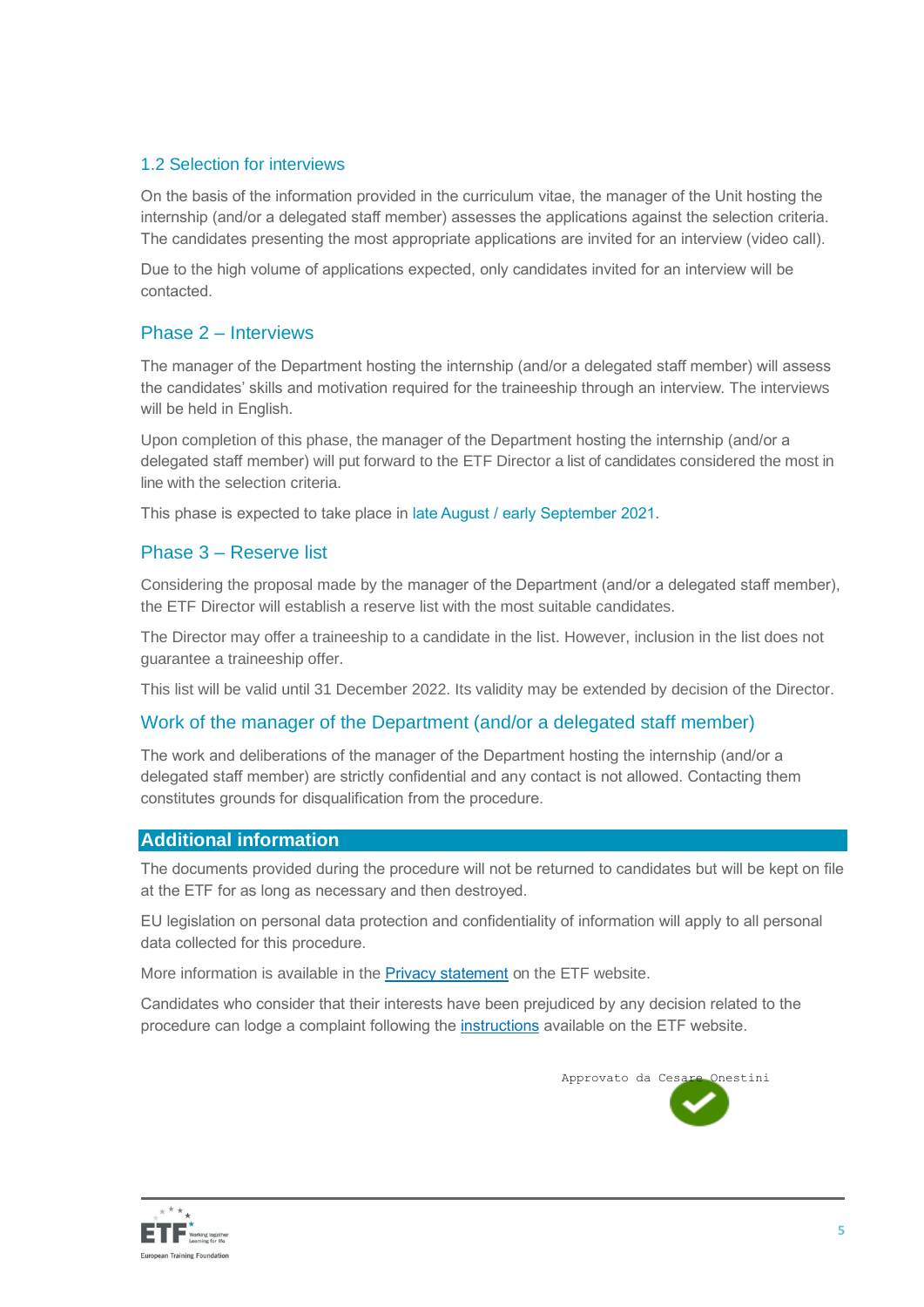### 1.2 Selection for interviews

On the basis of the information provided in the curriculum vitae, the manager of the Unit hosting the internship (and/or a delegated staff member) assesses the applications against the selection criteria. The candidates presenting the most appropriate applications are invited for an interview (video call).

Due to the high volume of applications expected, only candidates invited for an interview will be contacted.

## Phase 2 – Interviews

The manager of the Department hosting the internship (and/or a delegated staff member) will assess the candidates' skills and motivation required for the traineeship through an interview. The interviews will be held in English.

Upon completion of this phase, the manager of the Department hosting the internship (and/or a delegated staff member) will put forward to the ETF Director a list of candidates considered the most in line with the selection criteria.

This phase is expected to take place in late August / early September 2021.

## Phase 3 – Reserve list

Considering the proposal made by the manager of the Department (and/or a delegated staff member), the ETF Director will establish a reserve list with the most suitable candidates.

The Director may offer a traineeship to a candidate in the list. However, inclusion in the list does not guarantee a traineeship offer.

This list will be valid until 31 December 2022. Its validity may be extended by decision of the Director.

## Work of the manager of the Department (and/or a delegated staff member)

The work and deliberations of the manager of the Department hosting the internship (and/or a delegated staff member) are strictly confidential and any contact is not allowed. Contacting them constitutes grounds for disqualification from the procedure.

# Additional information

The documents provided during the procedure will not be returned to candidates but will be kept on file at the ETF for as long as necessary and then destroyed.

EU legislation on personal data protection and confidentiality of information will apply to all personal data collected for this procedure.

More information is available in the Privacy statement on the ETF website.

Candidates who consider that their interests have been prejudiced by any decision related to the procedure can lodge a complaint following the instructions available on the ETF website.

Approvato da Cesare Onestini